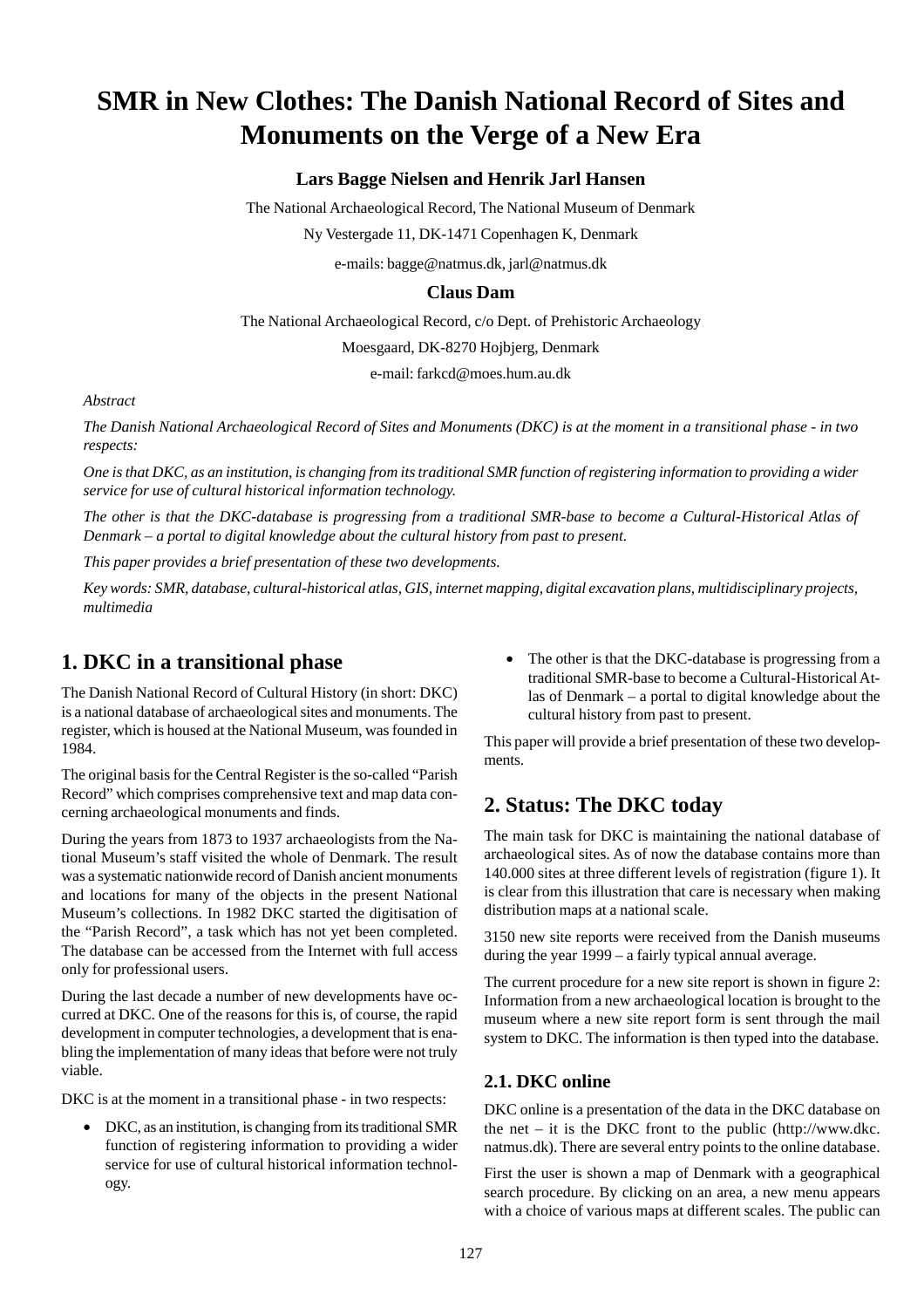# SMR in New Clothes: The Danish National Record of Sites and Monuments on the Verge of a New Era

**Lars Bagge Nielsen and Henrik Jarl Hansen**

The National Archaeological Record, The National Museum of Denmark

Ny Vestergade 11, DK-1471 Copenhagen K, Denmark

e-mails: bagge@natmus.dk, jarl@natmus.dk

**Claus Dam**

The National Archaeological Record, c/o Dept. of Prehistoric Archaeology

Moesgaard, DK-8270 Hojbjerg, Denmark

e-mail: farkcd@moes.hum.au.dk

*Abstract*

*The Danish National Archaeological Record of Sites and Monuments (DKC) is at the moment in a transitional phase - in two respects:*

*One is that DKC, as an institution, is changing from its traditional SMR function of registering information to providing a wider service for use of cultural historical information technology.*

*The other is that the DKC-database is progressing from a traditional SMR-base to become a Cultural-Historical Atlas of Denmark – a portal to digital knowledge about the cultural history from past to present.*

*This paper provides a brief presentation of these two developments.*

*Key words: SMR, database, cultural-historical atlas, GIS, internet mapping, digital excavation plans, multidisciplinary projects, multimedia*

## 1. DKC in a transitional phase

The Danish National Record of Cultural History (in short: DKC) is a national database of archaeological sites and monuments. The register, which is housed at the National Museum, was founded in 1984.

The original basis for the Central Register is the so-called "Parish Record" which comprises comprehensive text and map data concerning archaeological monuments and finds.

During the years from 1873 to 1937 archaeologists from the National Museum's staff visited the whole of Denmark. The result was a systematic nationwide record of Danish ancient monuments and locations for many of the objects in the present National Museum's collections. In 1982 DKC started the digitisation of the "Parish Record", a task which has not yet been completed. The database can be accessed from the Internet with full access only for professional users.

During the last decade a number of new developments have occurred at DKC. One of the reasons for this is, of course, the rapid development in computer technologies, a development that is enabling the implementation of many ideas that before were not truly viable.

DKC is at the moment in a transitional phase - in two respects:

- DKC, as an institution, is changing from its traditional SMR function of registering information to providing a wider service for use of cultural historical information technology.
- The other is that the DKC-database is progressing from a traditional SMR-base to become a Cultural-Historical Atlas of Denmark – a portal to digital knowledge about the cultural history from past to present.

This paper will provide a brief presentation of these two developments.

## 2. Status: The DKC today

The main task for DKC is maintaining the national database of archaeological sites. As of now the database contains more than 140.000 sites at three different levels of registration (figure 1). It is clear from this illustration that care is necessary when making distribution maps at a national scale.

3150 new site reports were received from the Danish museums during the year 1999 – a fairly typical annual average.

The current procedure for a new site report is shown in figure 2: Information from a new archaeological location is brought to the museum where a new site report form is sent through the mail system to DKC. The information is then typed into the database.

### 2.1. DKC online

DKC online is a presentation of the data in the DKC database on the net – it is the DKC front to the public (http://www.dkc.natmus.dk). There are several entry points to the online database.

First the user is shown a map of Denmark with a geographical search procedure. By clicking on an area, a new menu appears with a choice of various maps at different scales. The public can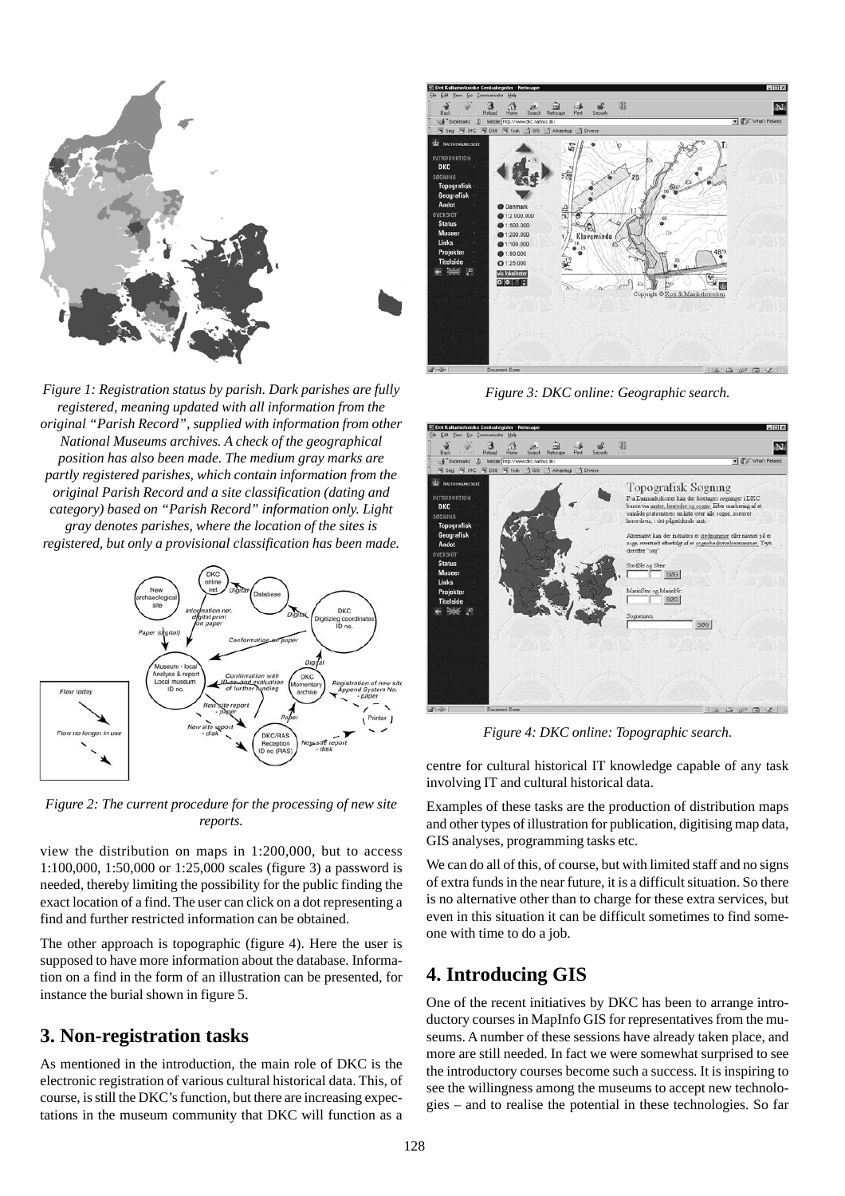Figure 1: Registration status by parish. Dark parishes are fully registered, meaning updated with all information from the original "Parish Record", supplied with information from other National Museums archives. A check of the geographical position has also been made. The medium gray marks are partly registered parishes, which contain information from the original Parish Record and a site classification (dating and category) based on "Parish Record" information only. Light gray denotes parishes, where the location of the sites is registered, but only a provisional classification has been made.

*Figure 2: The current procedure for the processing of new site reports.*

view the distribution on maps in 1:200,000, but to access 1:100,000, 1:50,000 or 1:25,000 scales (figure 3) a password is needed, thereby limiting the possibility for the public finding the exact location of a find. The user can click on a dot representing a find and further restricted information can be obtained.

The other approach is topographic (figure 4). Here the user is supposed to have more information about the database. Information on a find in the form of an illustration can be presented, for instance the burial shown in figure 5.

## 3. Non-registration tasks

As mentioned in the introduction, the main role of DKC is the electronic registration of various cultural historical data. This, of course, is still the DKC's function, but there are increasing expectations in the museum community that DKC will function as a centre for cultural historical IT knowledge capable of any task involving IT and cultural historical data.

*Figure 3: DKC online: Geographic search.*

*Figure 4: DKC online: Topographic search.*

Examples of these tasks are the production of distribution maps and other types of illustration for publication, digitising map data, GIS analyses, programming tasks etc.

We can do all of this, of course, but with limited staff and no signs of extra funds in the near future, it is a difficult situation. So there is no alternative other than to charge for these extra services, but even in this situation it can be difficult sometimes to find someone with time to do a job.

## 4. Introducing GIS

One of the recent initiatives by DKC has been to arrange introductory courses in MapInfo GIS for representatives from the museums. A number of these sessions have already taken place, and more are still needed. In fact we were somewhat surprised to see the introductory courses become such a success. It is inspiring to see the willingness among the museums to accept new technologies – and to realise the potential in these technologies. So far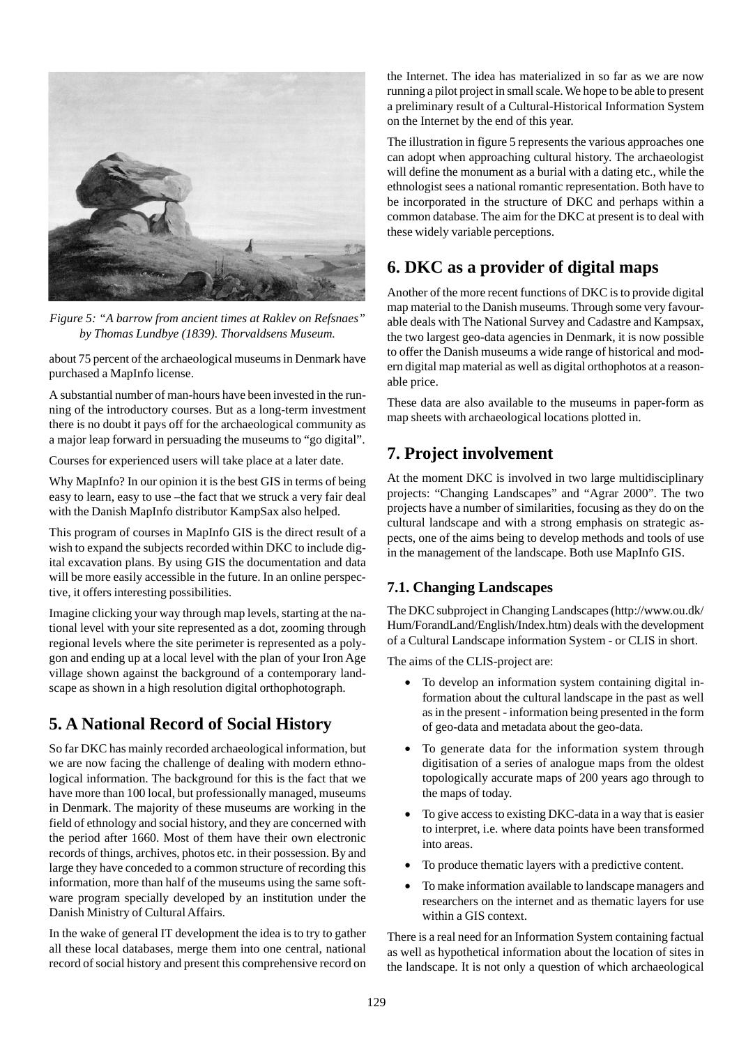*Figure 5: "A barrow from ancient times at Raklev on Refsnaes" by Thomas Lundbye (1839). Thorvaldsens Museum.*

about 75 percent of the archaeological museums in Denmark have purchased a MapInfo license.

A substantial number of man-hours have been invested in the running of the introductory courses. But as a long-term investment there is no doubt it pays off for the archaeological community as a major leap forward in persuading the museums to "go digital".

Courses for experienced users will take place at a later date.

Why MapInfo? In our opinion it is the best GIS in terms of being easy to learn, easy to use –the fact that we struck a very fair deal with the Danish MapInfo distributor KampSax also helped.

This program of courses in MapInfo GIS is the direct result of a wish to expand the subjects recorded within DKC to include digital excavation plans. By using GIS the documentation and data will be more easily accessible in the future. In an online perspective, it offers interesting possibilities.

Imagine clicking your way through map levels, starting at the national level with your site represented as a dot, zooming through regional levels where the site perimeter is represented as a polygon and ending up at a local level with the plan of your Iron Age village shown against the background of a contemporary landscape as shown in a high resolution digital orthophotograph.

## 5. A National Record of Social History

So far DKC has mainly recorded archaeological information, but we are now facing the challenge of dealing with modern ethnological information. The background for this is the fact that we have more than 100 local, but professionally managed, museums in Denmark. The majority of these museums are working in the field of ethnology and social history, and they are concerned with the period after 1660. Most of them have their own electronic records of things, archives, photos etc. in their possession. By and large they have conceded to a common structure of recording this information, more than half of the museums using the same software program specially developed by an institution under the Danish Ministry of Cultural Affairs.

In the wake of general IT development the idea is to try to gather all these local databases, merge them into one central, national record of social history and present this comprehensive record on the Internet. The idea has materialized in so far as we are now running a pilot project in small scale. We hope to be able to present a preliminary result of a Cultural-Historical Information System on the Internet by the end of this year.

The illustration in figure 5 represents the various approaches one can adopt when approaching cultural history. The archaeologist will define the monument as a burial with a dating etc., while the ethnologist sees a national romantic representation. Both have to be incorporated in the structure of DKC and perhaps within a common database. The aim for the DKC at present is to deal with these widely variable perceptions.

## 6. DKC as a provider of digital maps

Another of the more recent functions of DKC is to provide digital map material to the Danish museums. Through some very favourable deals with The National Survey and Cadastre and Kampsax, the two largest geo-data agencies in Denmark, it is now possible to offer the Danish museums a wide range of historical and modern digital map material as well as digital orthophotos at a reasonable price.

These data are also available to the museums in paper-form as map sheets with archaeological locations plotted in.

## 7. Project involvement

At the moment DKC is involved in two large multidisciplinary projects: "Changing Landscapes" and "Agrar 2000". The two projects have a number of similarities, focusing as they do on the cultural landscape and with a strong emphasis on strategic aspects, one of the aims being to develop methods and tools of use in the management of the landscape. Both use MapInfo GIS.

### 7.1. Changing Landscapes

The DKC subproject in Changing Landscapes (http://www.ou.dk/Hum/ForandLand/English/Index.htm) deals with the development of a Cultural Landscape information System - or CLIS in short.

The aims of the CLIS-project are:

- To develop an information system containing digital information about the cultural landscape in the past as well as in the present - information being presented in the form of geo-data and metadata about the geo-data.
- To generate data for the information system through digitisation of a series of analogue maps from the oldest topologically accurate maps of 200 years ago through to the maps of today.
- To give access to existing DKC-data in a way that is easier to interpret, i.e. where data points have been transformed into areas.
- To produce thematic layers with a predictive content.
- To make information available to landscape managers and researchers on the internet and as thematic layers for use within a GIS context.

There is a real need for an Information System containing factual as well as hypothetical information about the location of sites in the landscape. It is not only a question of which archaeological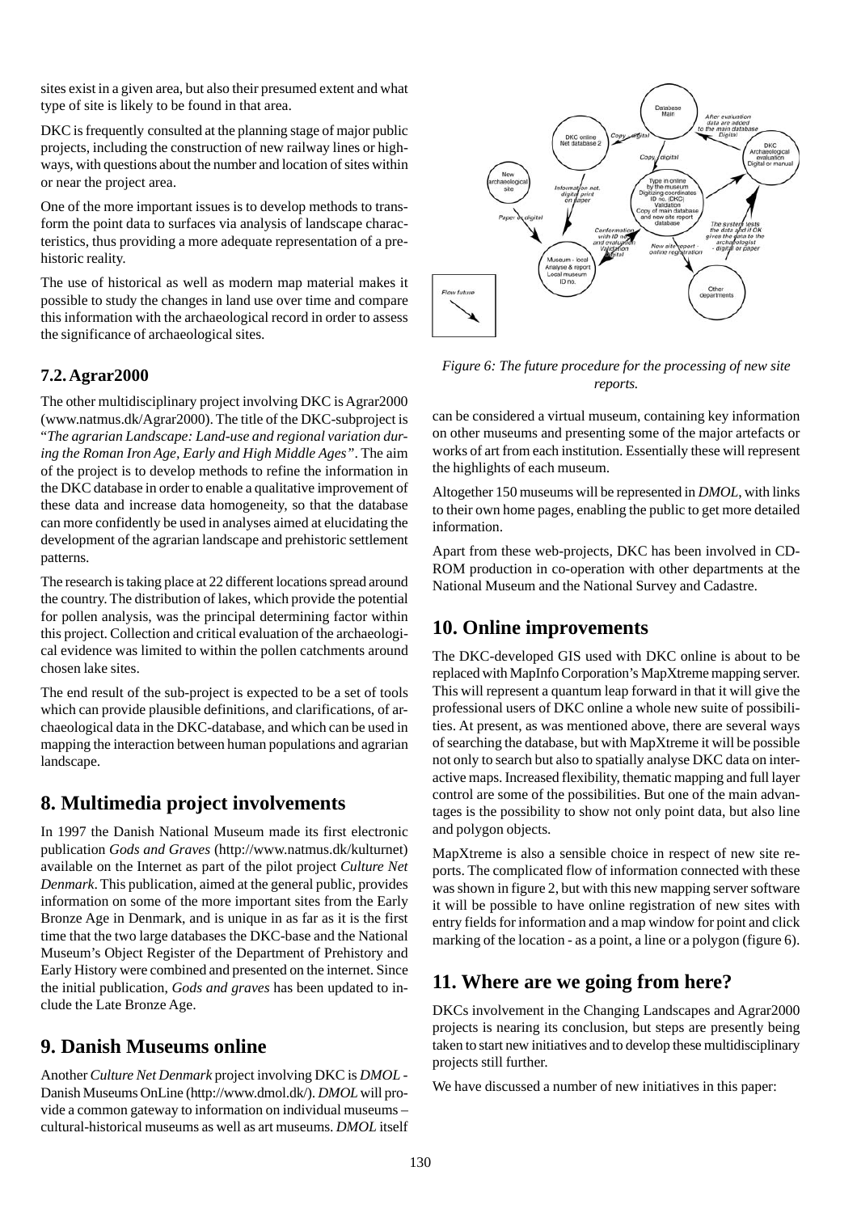sites exist in a given area, but also their presumed extent and what type of site is likely to be found in that area.

DKC is frequently consulted at the planning stage of major public projects, including the construction of new railway lines or highways, with questions about the number and location of sites within or near the project area.

One of the more important issues is to develop methods to transform the point data to surfaces via analysis of landscape characteristics, thus providing a more adequate representation of a prehistoric reality.

The use of historical as well as modern map material makes it possible to study the changes in land use over time and compare this information with the archaeological record in order to assess the significance of archaeological sites.

### 7.2. Agrar2000

The other multidisciplinary project involving DKC is Agrar2000 (www.natmus.dk/Agrar2000). The title of the DKC-subproject is "*The agrarian Landscape: Land-use and regional variation during the Roman Iron Age, Early and High Middle Ages"*. The aim of the project is to develop methods to refine the information in the DKC database in order to enable a qualitative improvement of these data and increase data homogeneity, so that the database can more confidently be used in analyses aimed at elucidating the development of the agrarian landscape and prehistoric settlement patterns.

The research is taking place at 22 different locations spread around the country. The distribution of lakes, which provide the potential for pollen analysis, was the principal determining factor within this project. Collection and critical evaluation of the archaeological evidence was limited to within the pollen catchments around chosen lake sites.

The end result of the sub-project is expected to be a set of tools which can provide plausible definitions, and clarifications, of archaeological data in the DKC-database, and which can be used in mapping the interaction between human populations and agrarian landscape.

## 8. Multimedia project involvements

In 1997 the Danish National Museum made its first electronic publication *Gods and Graves* (http://www.natmus.dk/kulturnet) available on the Internet as part of the pilot project *Culture Net Denmark*. This publication, aimed at the general public, provides information on some of the more important sites from the Early Bronze Age in Denmark, and is unique in as far as it is the first time that the two large databases the DKC-base and the National Museum's Object Register of the Department of Prehistory and Early History were combined and presented on the internet. Since the initial publication, *Gods and graves* has been updated to include the Late Bronze Age.

## 9. Danish Museums online

Another *Culture Net Denmark* project involving DKC is *DMOL* - Danish Museums OnLine (http://www.dmol.dk/). *DMOL* will provide a common gateway to information on individual museums – cultural-historical museums as well as art museums. *DMOL* itself can be considered a virtual museum, containing key information on other museums and presenting some of the major artefacts or works of art from each institution. Essentially these will represent the highlights of each museum.

Altogether 150 museums will be represented in *DMOL*, with links to their own home pages, enabling the public to get more detailed information.

Apart from these web-projects, DKC has been involved in CD-ROM production in co-operation with other departments at the National Museum and the National Survey and Cadastre.

Database Main

After evaluation data are added to the main database Digital

DKC online Net database 2

Copy - digital

Copy / digital

DKC Archaeological evaluation Digital or manual

New archaeological site

Information net, digital print on paper

Type in online by the museum Digitizing coordinates ID no. (DKC) Validation Copy of main database and new site report database

Paper or digital

Conformation with ID no. and evaluation Validation digital

New site report - online registration

The system tests the data and if OK gives the data to the archaeologist - digital or paper

Museum - local Analyse & report Local museum ID no.

Other departments

Flow future

*Figure 6: The future procedure for the processing of new site reports.*

## 10. Online improvements

The DKC-developed GIS used with DKC online is about to be replaced with MapInfo Corporation's MapXtreme mapping server. This will represent a quantum leap forward in that it will give the professional users of DKC online a whole new suite of possibilities. At present, as was mentioned above, there are several ways of searching the database, but with MapXtreme it will be possible not only to search but also to spatially analyse DKC data on interactive maps. Increased flexibility, thematic mapping and full layer control are some of the possibilities. But one of the main advantages is the possibility to show not only point data, but also line and polygon objects.

MapXtreme is also a sensible choice in respect of new site reports. The complicated flow of information connected with these was shown in figure 2, but with this new mapping server software it will be possible to have online registration of new sites with entry fields for information and a map window for point and click marking of the location - as a point, a line or a polygon (figure 6).

## 11. Where are we going from here?

DKCs involvement in the Changing Landscapes and Agrar2000 projects is nearing its conclusion, but steps are presently being taken to start new initiatives and to develop these multidisciplinary projects still further.

We have discussed a number of new initiatives in this paper: